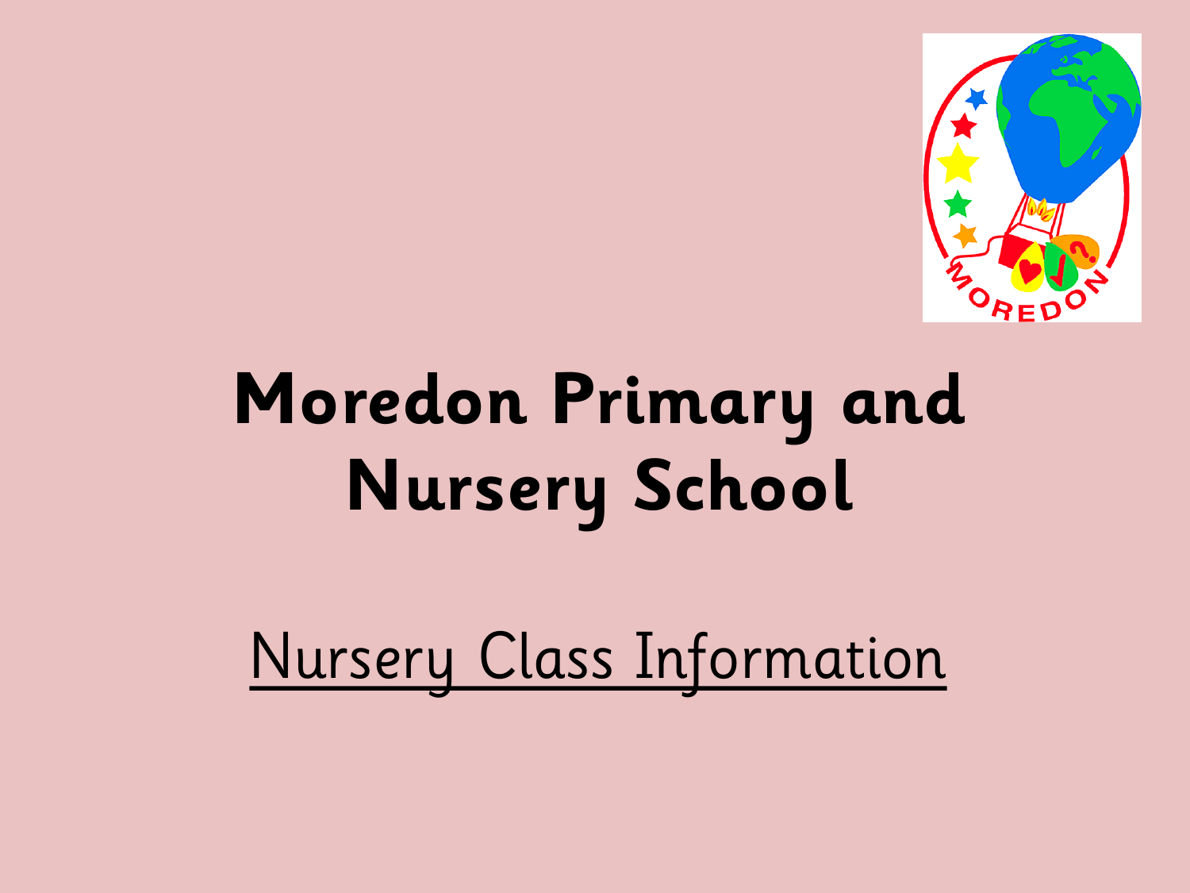# Moredon Primary and Nursery School

<u>Nursery Class Information</u>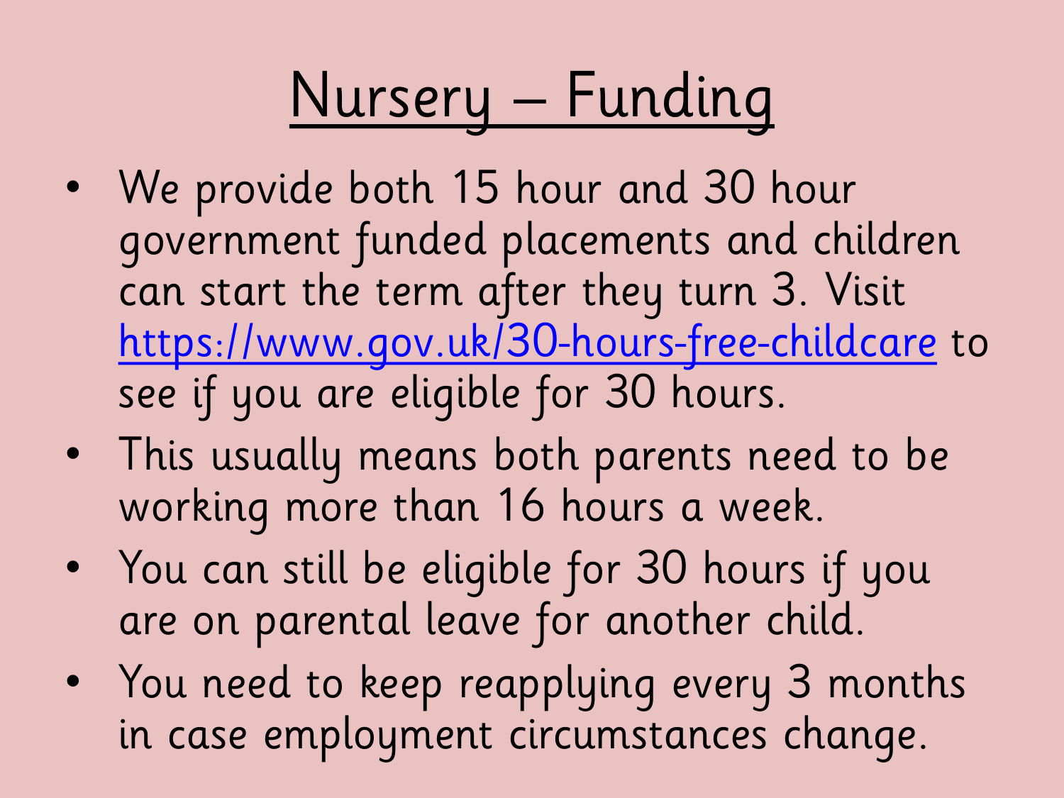# Nursery – Funding

- We provide both 15 hour and 30 hour government funded placements and children can start the term after they turn 3. Visit [https://www.gov.uk/30-hours-free-childcare](https://www.gov.uk/30-hours-free-childcare) to see if you are eligible for 30 hours.
- This usually means both parents need to be working more than 16 hours a week.
- You can still be eligible for 30 hours if you are on parental leave for another child.
- You need to keep reapplying every 3 months in case employment circumstances change.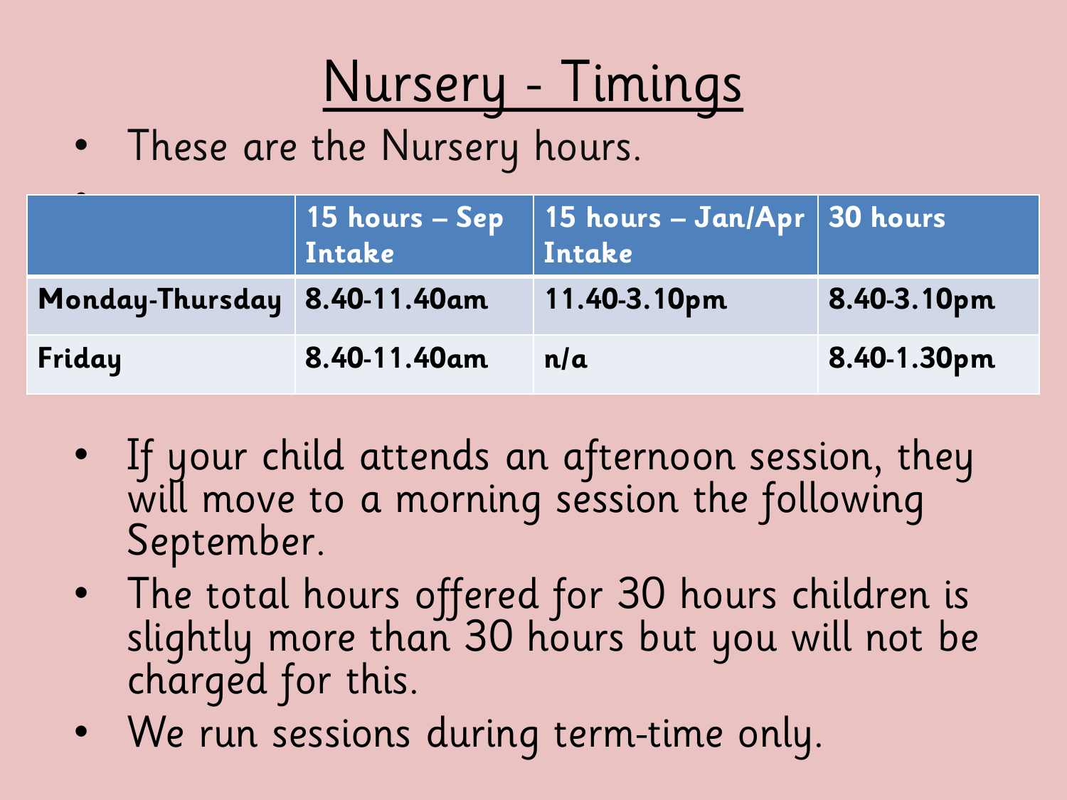# Nursery - Timings

- These are the Nursery hours.

| | 15 hours – Sep Intake | 15 hours – Jan/Apr Intake | 30 hours |
|---|---|---|---|
| **Monday-Thursday** | **8.40-11.40am** | **11.40-3.10pm** | **8.40-3.10pm** |
| **Friday** | **8.40-11.40am** | **n/a** | **8.40-1.30pm** |

- If your child attends an afternoon session, they will move to a morning session the following September.
- The total hours offered for 30 hours children is slightly more than 30 hours but you will not be charged for this.
- We run sessions during term-time only.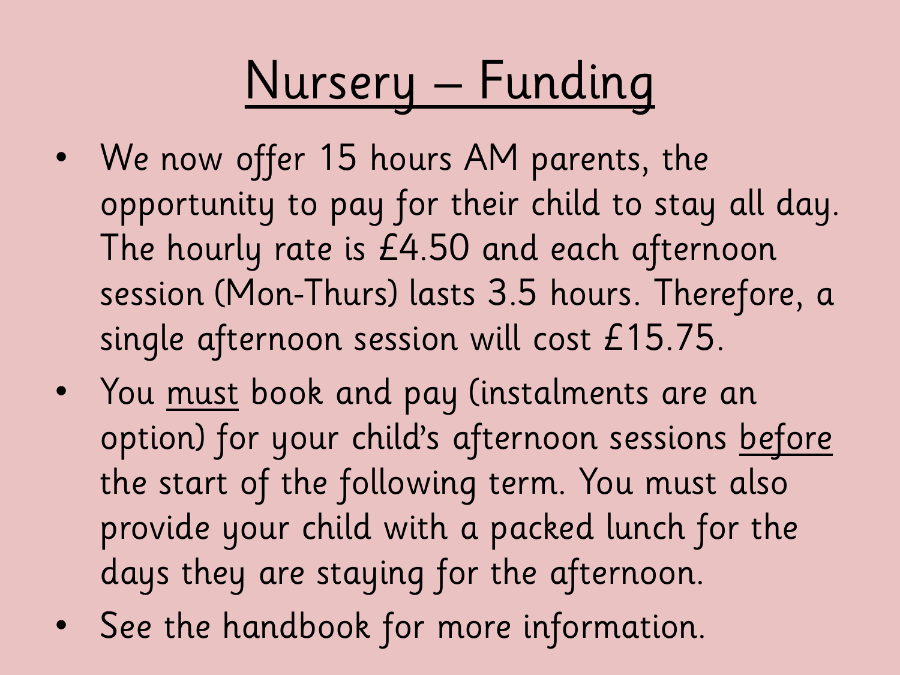# Nursery – Funding

- We now offer 15 hours AM parents, the opportunity to pay for their child to stay all day. The hourly rate is £4.50 and each afternoon session (Mon-Thurs) lasts 3.5 hours. Therefore, a single afternoon session will cost £15.75.
- You <u>must</u> book and pay (instalments are an option) for your child's afternoon sessions <u>before</u> the start of the following term. You must also provide your child with a packed lunch for the days they are staying for the afternoon.
- See the handbook for more information.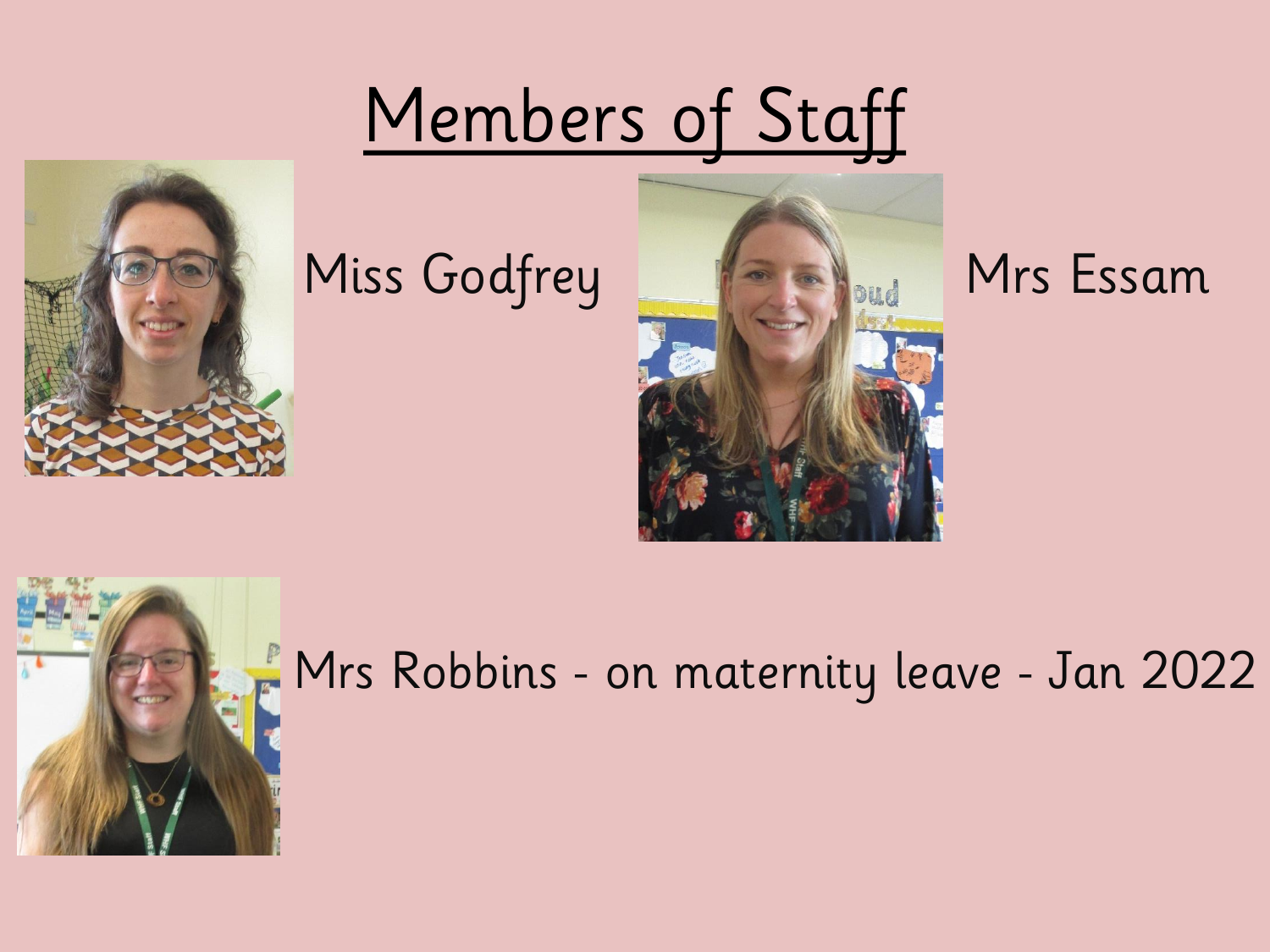# Members of Staff

Miss Godfrey

Mrs Essam

Mrs Robbins - on maternity leave - Jan 2022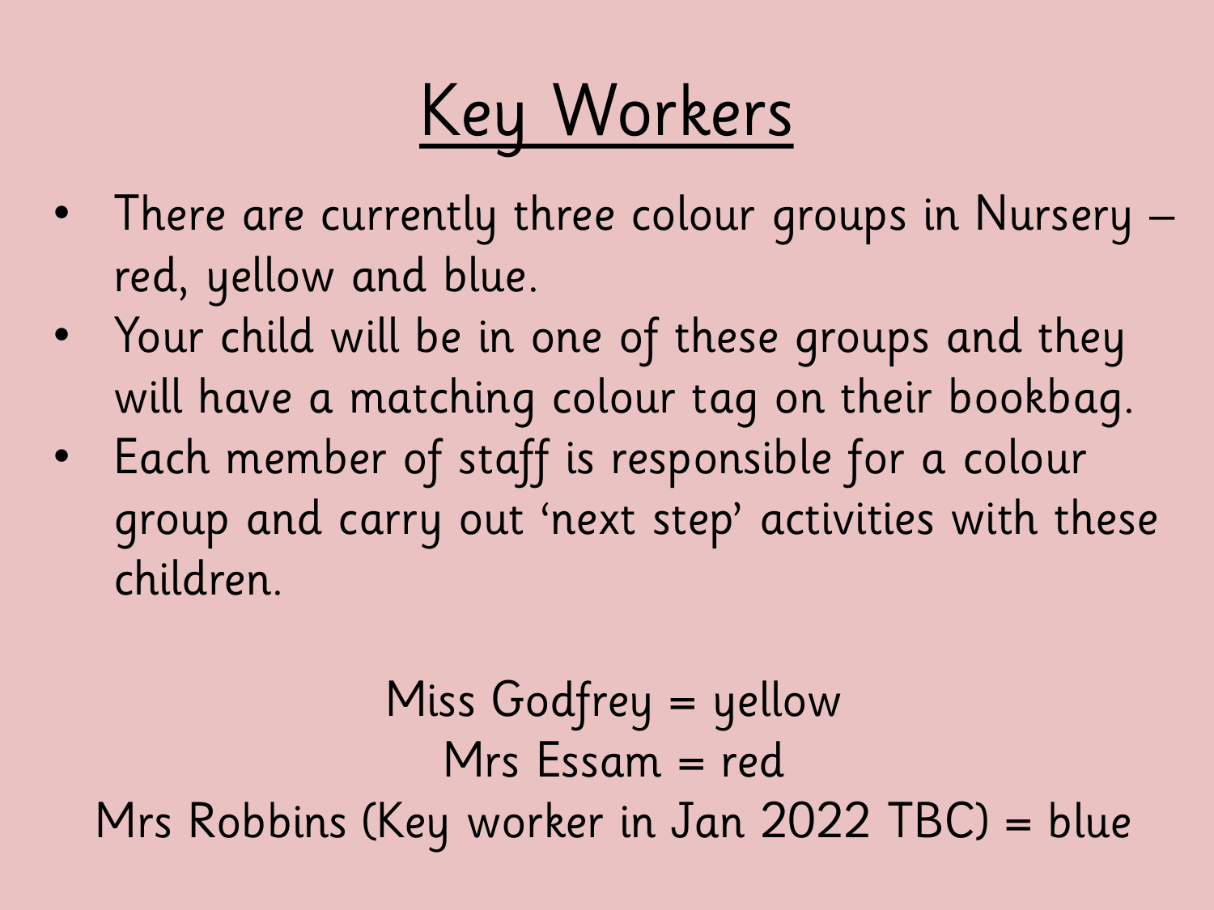# Key Workers

- There are currently three colour groups in Nursery – red, yellow and blue.
- Your child will be in one of these groups and they will have a matching colour tag on their bookbag.
- Each member of staff is responsible for a colour group and carry out 'next step' activities with these children.

Miss Godfrey = yellow
Mrs Essam = red
Mrs Robbins (Key worker in Jan 2022 TBC) = blue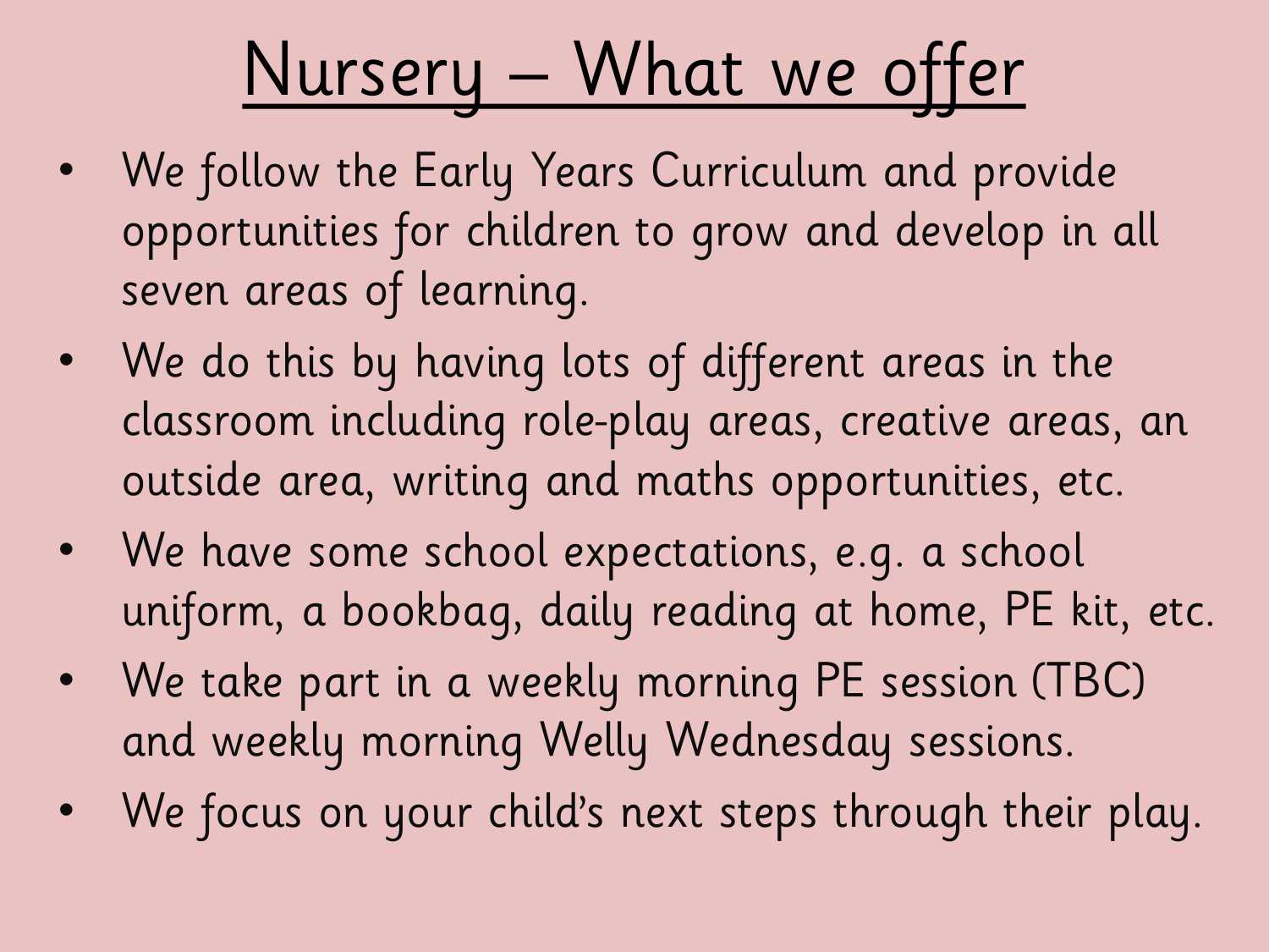# Nursery – What we offer

- We follow the Early Years Curriculum and provide opportunities for children to grow and develop in all seven areas of learning.
- We do this by having lots of different areas in the classroom including role-play areas, creative areas, an outside area, writing and maths opportunities, etc.
- We have some school expectations, e.g. a school uniform, a bookbag, daily reading at home, PE kit, etc.
- We take part in a weekly morning PE session (TBC) and weekly morning Welly Wednesday sessions.
- We focus on your child's next steps through their play.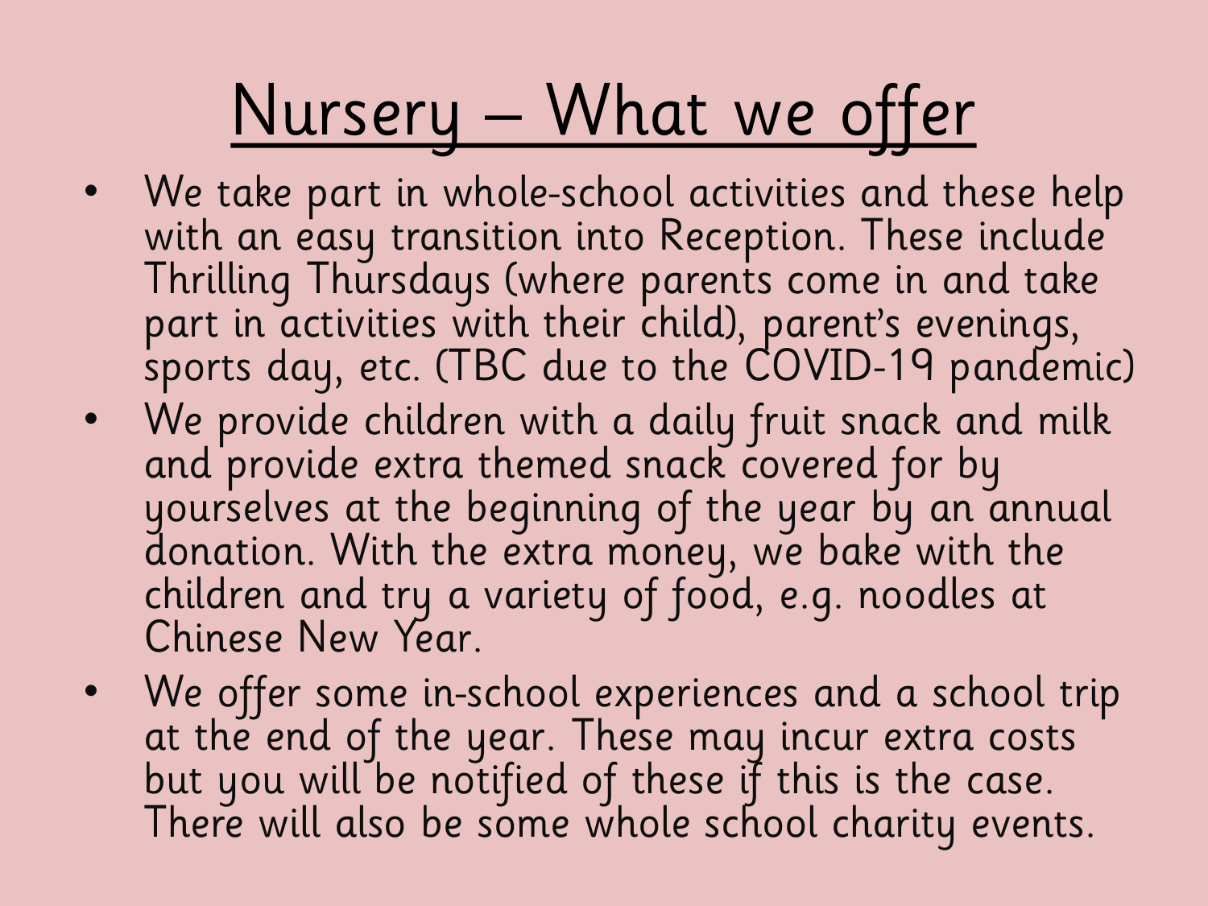# Nursery – What we offer

- We take part in whole-school activities and these help with an easy transition into Reception. These include Thrilling Thursdays (where parents come in and take part in activities with their child), parent's evenings, sports day, etc. (TBC due to the COVID-19 pandemic)
- We provide children with a daily fruit snack and milk and provide extra themed snack covered for by yourselves at the beginning of the year by an annual donation. With the extra money, we bake with the children and try a variety of food, e.g. noodles at Chinese New Year.
- We offer some in-school experiences and a school trip at the end of the year. These may incur extra costs but you will be notified of these if this is the case. There will also be some whole school charity events.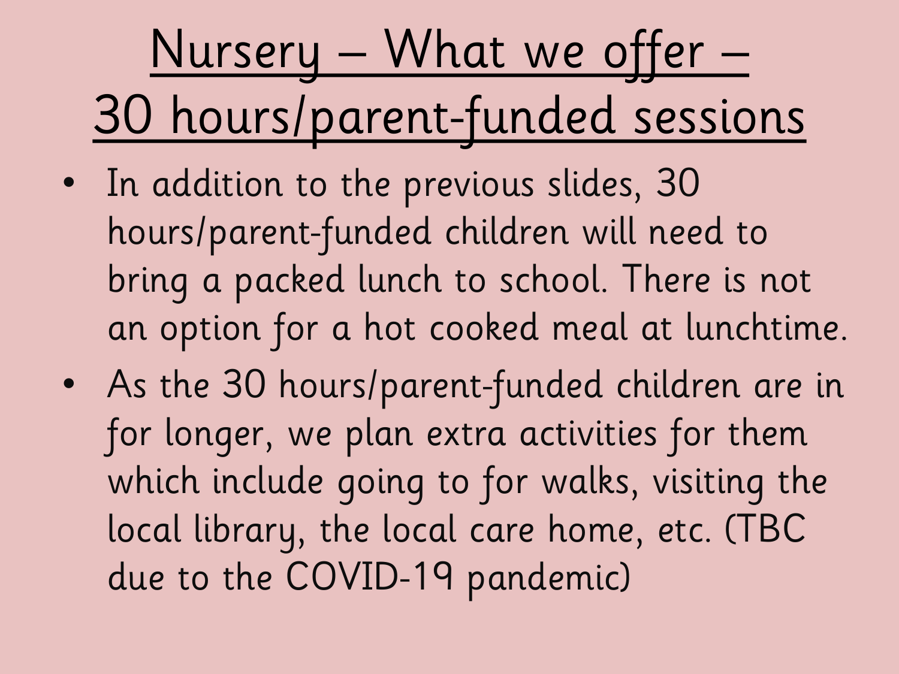# Nursery – What we offer – 30 hours/parent-funded sessions

- In addition to the previous slides, 30 hours/parent-funded children will need to bring a packed lunch to school. There is not an option for a hot cooked meal at lunchtime.
- As the 30 hours/parent-funded children are in for longer, we plan extra activities for them which include going to for walks, visiting the local library, the local care home, etc. (TBC due to the COVID-19 pandemic)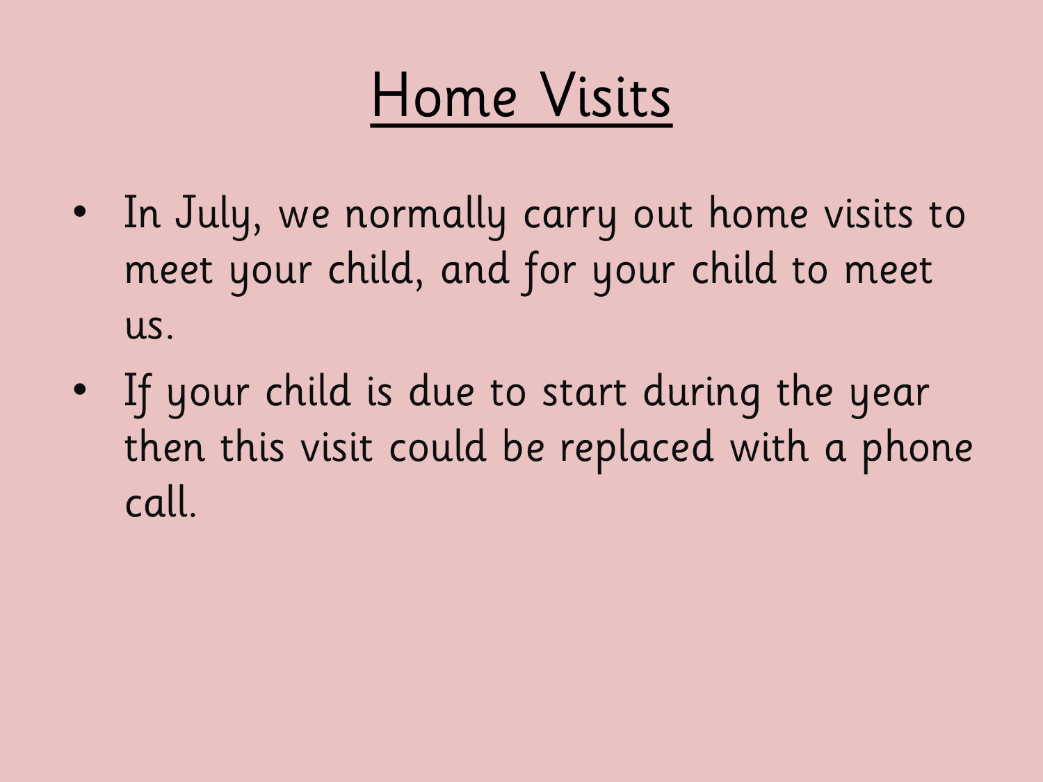# Home Visits

- In July, we normally carry out home visits to meet your child, and for your child to meet us.
- If your child is due to start during the year then this visit could be replaced with a phone call.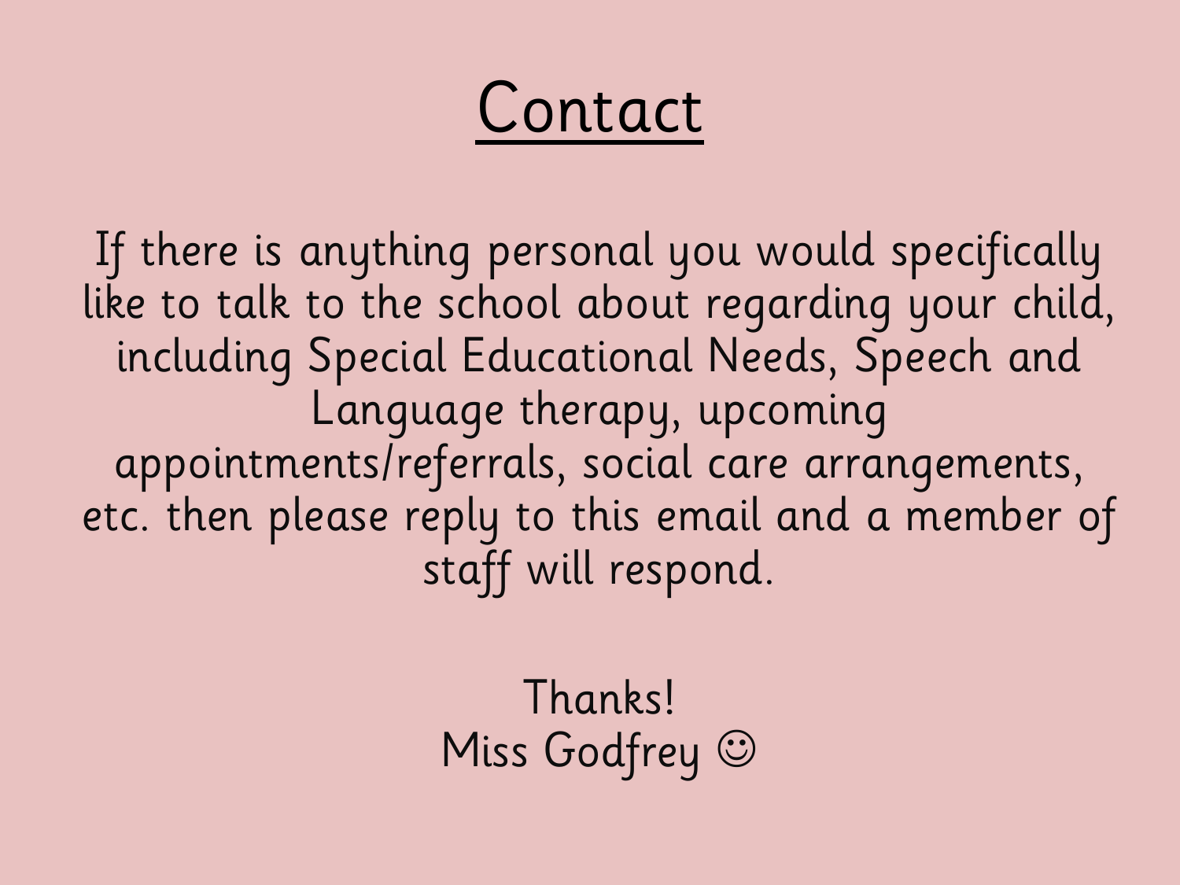# Contact

If there is anything personal you would specifically like to talk to the school about regarding your child, including Special Educational Needs, Speech and Language therapy, upcoming appointments/referrals, social care arrangements, etc. then please reply to this email and a member of staff will respond.

Thanks!
Miss Godfrey ☺